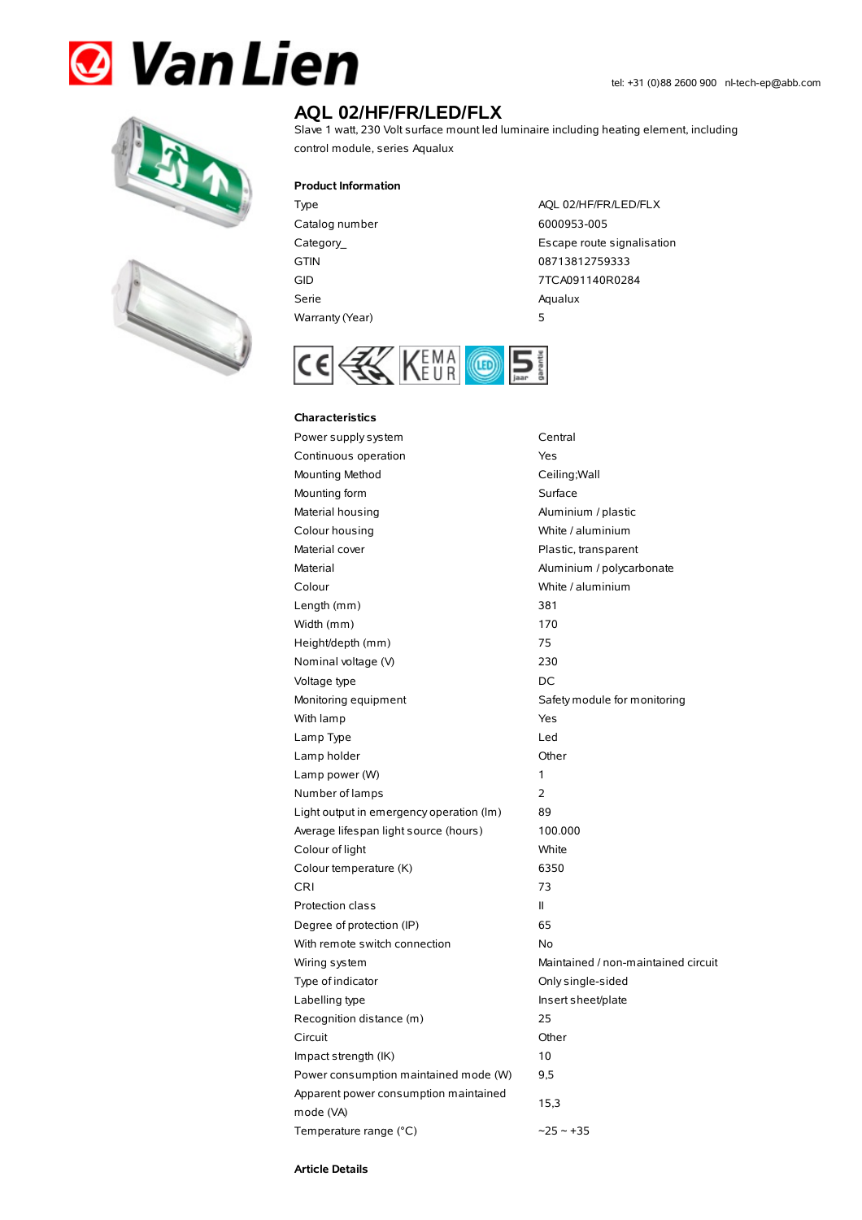Van Lien

tel: +31 (0)88 2600 900 nl-tech-ep@abb.com

# AQL 02/HF/FR/LED/FLX

Slave 1 watt, 230 Volt surface mount led luminaire including heating element, including control module, series Aqualux

## Product Information

| | |
|---|---|
| Type | AQL 02/HF/FR/LED/FLX |
| Catalog number | 6000953-005 |
| Category_ | Escape route signalisation |
| GTIN | 08713812759333 |
| GID | 7TCA091140R0284 |
| Serie | Aqualux |
| Warranty (Year) | 5 |

## Characteristics

| | |
|---|---|
| Power supply system | Central |
| Continuous operation | Yes |
| Mounting Method | Ceiling;Wall |
| Mounting form | Surface |
| Material housing | Aluminium / plastic |
| Colour housing | White / aluminium |
| Material cover | Plastic, transparent |
| Material | Aluminium / polycarbonate |
| Colour | White / aluminium |
| Length (mm) | 381 |
| Width (mm) | 170 |
| Height/depth (mm) | 75 |
| Nominal voltage (V) | 230 |
| Voltage type | DC |
| Monitoring equipment | Safety module for monitoring |
| With lamp | Yes |
| Lamp Type | Led |
| Lamp holder | Other |
| Lamp power (W) | 1 |
| Number of lamps | 2 |
| Light output in emergency operation (lm) | 89 |
| Average lifespan light source (hours) | 100.000 |
| Colour of light | White |
| Colour temperature (K) | 6350 |
| CRI | 73 |
| Protection class | II |
| Degree of protection (IP) | 65 |
| With remote switch connection | No |
| Wiring system | Maintained / non-maintained circuit |
| Type of indicator | Only single-sided |
| Labelling type | Insert sheet/plate |
| Recognition distance (m) | 25 |
| Circuit | Other |
| Impact strength (IK) | 10 |
| Power consumption maintained mode (W) | 9,5 |
| Apparent power consumption maintained mode (VA) | 15,3 |
| Temperature range (°C) | ~25 ~ +35 |

## Article Details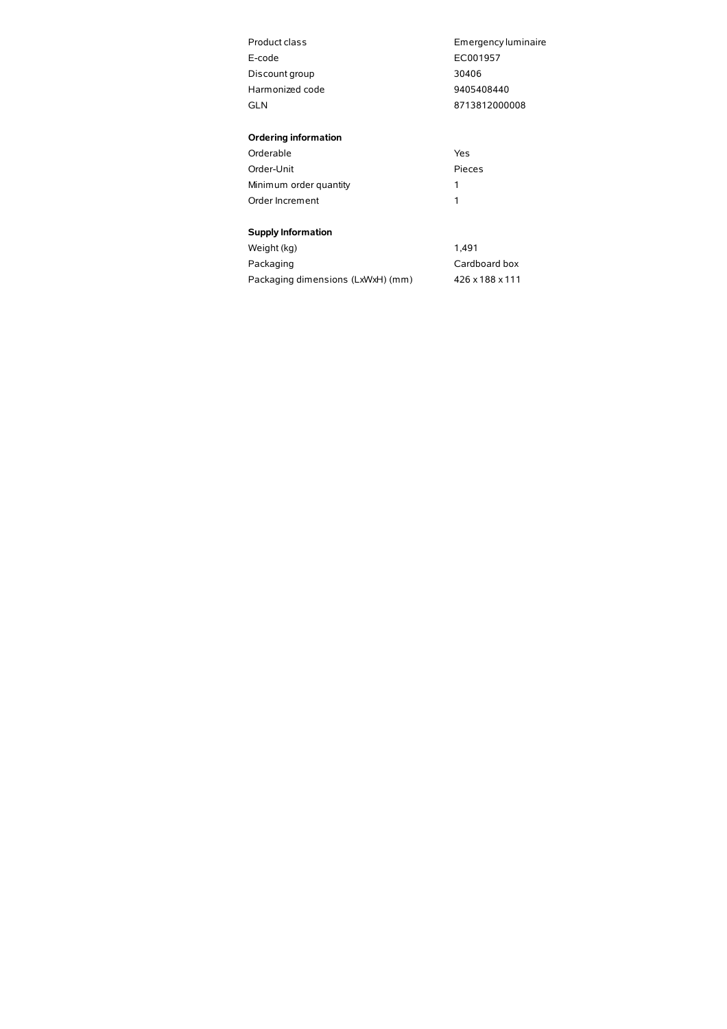| | |
|---|---|
| Product class | Emergency luminaire |
| E-code | EC001957 |
| Discount group | 30406 |
| Harmonized code | 9405408440 |
| GLN | 8713812000008 |

**Ordering information**

| | |
|---|---|
| Orderable | Yes |
| Order-Unit | Pieces |
| Minimum order quantity | 1 |
| Order Increment | 1 |

**Supply Information**

| | |
|---|---|
| Weight (kg) | 1,491 |
| Packaging | Cardboard box |
| Packaging dimensions (LxWxH) (mm) | 426 x 188 x 111 |